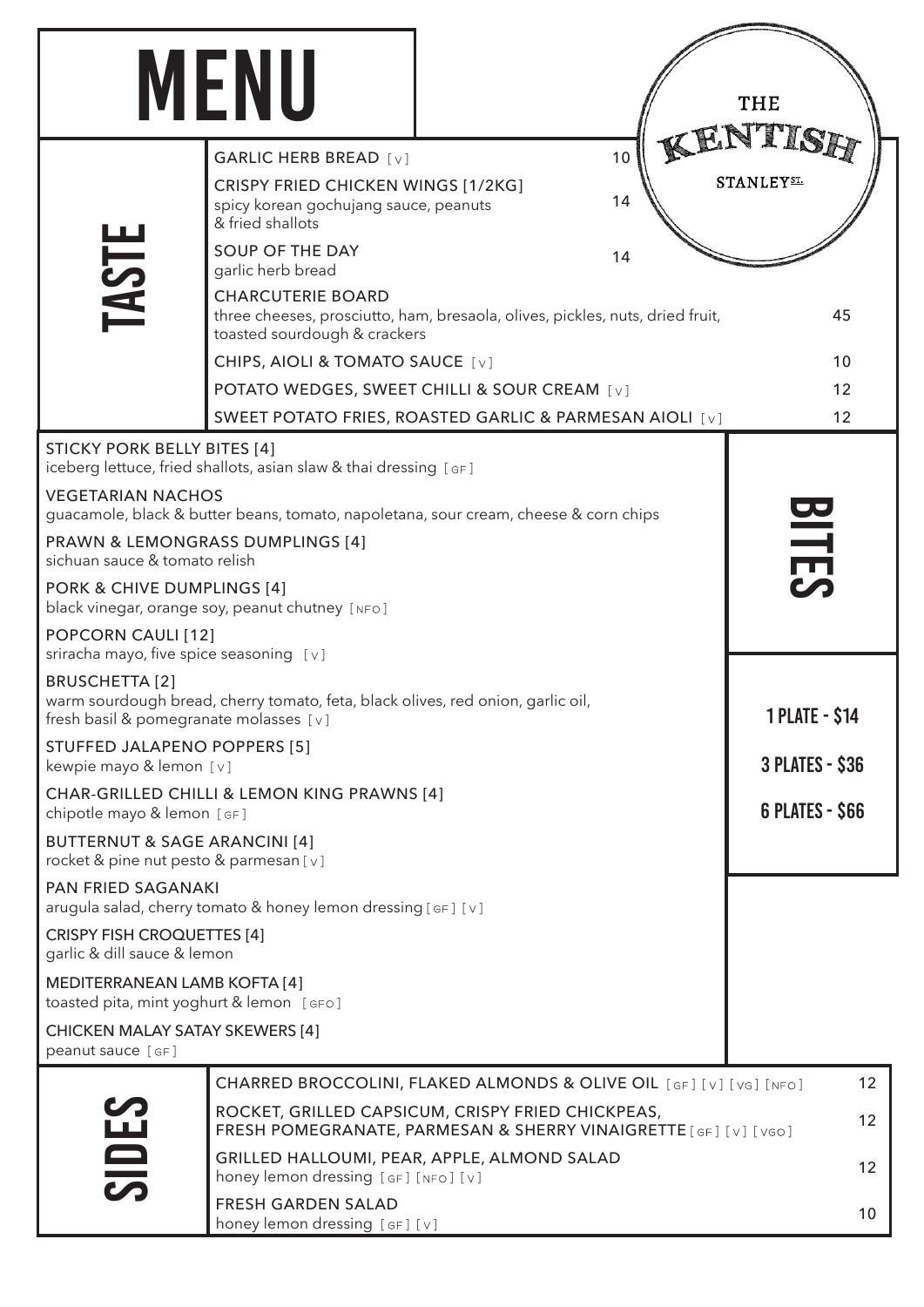# MENU

THE KENTISH STANLEY ST.

## TASTE

| Item | Price |
| --- | --- |
| GARLIC HERB BREAD [V] | 10 |
| CRISPY FRIED CHICKEN WINGS [1/2KG]<br>spicy korean gochujang sauce, peanuts & fried shallots | 14 |
| SOUP OF THE DAY<br>garlic herb bread | 14 |
| CHARCUTERIE BOARD<br>three cheeses, prosciutto, ham, bresaola, olives, pickles, nuts, dried fruit, toasted sourdough & crackers | 45 |
| CHIPS, AIOLI & TOMATO SAUCE [V] | 10 |
| POTATO WEDGES, SWEET CHILLI & SOUR CREAM [V] | 12 |
| SWEET POTATO FRIES, ROASTED GARLIC & PARMESAN AIOLI [V] | 12 |

## BITES

**1 PLATE - $14**
**3 PLATES - $36**
**6 PLATES - $66**

STICKY PORK BELLY BITES [4]
iceberg lettuce, fried shallots, asian slaw & thai dressing [GF]

VEGETARIAN NACHOS
guacamole, black & butter beans, tomato, napoletana, sour cream, cheese & corn chips

PRAWN & LEMONGRASS DUMPLINGS [4]
sichuan sauce & tomato relish

PORK & CHIVE DUMPLINGS [4]
black vinegar, orange soy, peanut chutney [NFO]

POPCORN CAULI [12]
sriracha mayo, five spice seasoning [V]

BRUSCHETTA [2]
warm sourdough bread, cherry tomato, feta, black olives, red onion, garlic oil, fresh basil & pomegranate molasses [V]

STUFFED JALAPENO POPPERS [5]
kewpie mayo & lemon [V]

CHAR-GRILLED CHILLI & LEMON KING PRAWNS [4]
chipotle mayo & lemon [GF]

BUTTERNUT & SAGE ARANCINI [4]
rocket & pine nut pesto & parmesan [V]

PAN FRIED SAGANAKI
arugula salad, cherry tomato & honey lemon dressing [GF] [V]

CRISPY FISH CROQUETTES [4]
garlic & dill sauce & lemon

MEDITERRANEAN LAMB KOFTA [4]
toasted pita, mint yoghurt & lemon [GFO]

CHICKEN MALAY SATAY SKEWERS [4]
peanut sauce [GF]

## SIDES

| Item | Price |
| --- | --- |
| CHARRED BROCCOLINI, FLAKED ALMONDS & OLIVE OIL [GF] [V] [VG] [NFO] | 12 |
| ROCKET, GRILLED CAPSICUM, CRISPY FRIED CHICKPEAS, FRESH POMEGRANATE, PARMESAN & SHERRY VINAIGRETTE [GF] [V] [VGO] | 12 |
| GRILLED HALLOUMI, PEAR, APPLE, ALMOND SALAD<br>honey lemon dressing [GF] [NFO] [V] | 12 |
| FRESH GARDEN SALAD<br>honey lemon dressing [GF] [V] | 10 |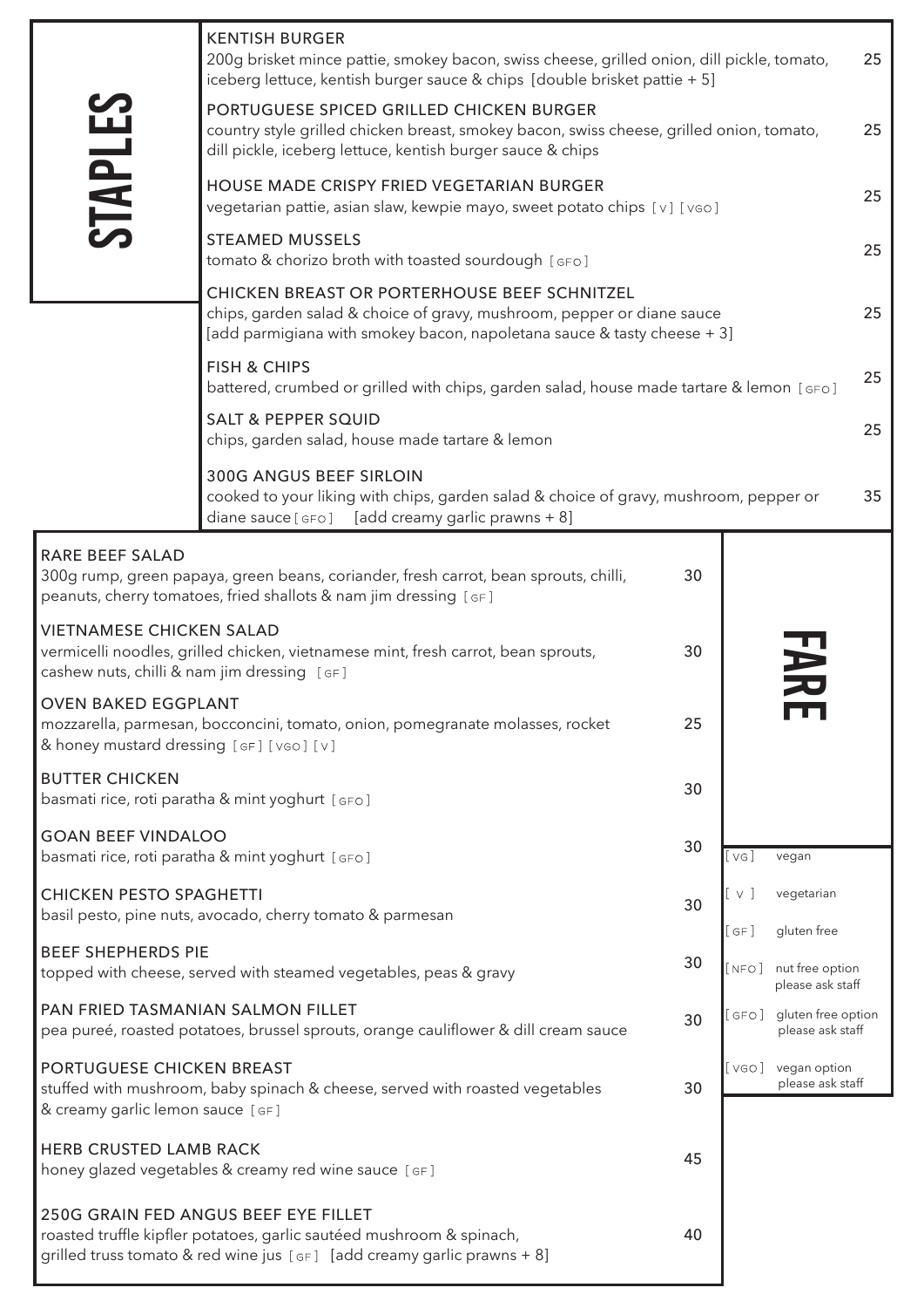# STAPLES

**KENTISH BURGER** — 25
200g brisket mince pattie, smokey bacon, swiss cheese, grilled onion, dill pickle, tomato, iceberg lettuce, kentish burger sauce & chips [double brisket pattie + 5]

**PORTUGUESE SPICED GRILLED CHICKEN BURGER** — 25
country style grilled chicken breast, smokey bacon, swiss cheese, grilled onion, tomato, dill pickle, iceberg lettuce, kentish burger sauce & chips

**HOUSE MADE CRISPY FRIED VEGETARIAN BURGER** — 25
vegetarian pattie, asian slaw, kewpie mayo, sweet potato chips [V] [VGO]

**STEAMED MUSSELS** — 25
tomato & chorizo broth with toasted sourdough [GFO]

**CHICKEN BREAST OR PORTERHOUSE BEEF SCHNITZEL** — 25
chips, garden salad & choice of gravy, mushroom, pepper or diane sauce
[add parmigiana with smokey bacon, napoletana sauce & tasty cheese + 3]

**FISH & CHIPS** — 25
battered, crumbed or grilled with chips, garden salad, house made tartare & lemon [GFO]

**SALT & PEPPER SQUID** — 25
chips, garden salad, house made tartare & lemon

**300G ANGUS BEEF SIRLOIN** — 35
cooked to your liking with chips, garden salad & choice of gravy, mushroom, pepper or diane sauce [GFO] [add creamy garlic prawns + 8]

# FARE

**RARE BEEF SALAD** — 30
300g rump, green papaya, green beans, coriander, fresh carrot, bean sprouts, chilli, peanuts, cherry tomatoes, fried shallots & nam jim dressing [GF]

**VIETNAMESE CHICKEN SALAD** — 30
vermicelli noodles, grilled chicken, vietnamese mint, fresh carrot, bean sprouts, cashew nuts, chilli & nam jim dressing [GF]

**OVEN BAKED EGGPLANT** — 25
mozzarella, parmesan, bocconcini, tomato, onion, pomegranate molasses, rocket & honey mustard dressing [GF] [VGO] [V]

**BUTTER CHICKEN** — 30
basmati rice, roti paratha & mint yoghurt [GFO]

**GOAN BEEF VINDALOO** — 30
basmati rice, roti paratha & mint yoghurt [GFO]

**CHICKEN PESTO SPAGHETTI** — 30
basil pesto, pine nuts, avocado, cherry tomato & parmesan

**BEEF SHEPHERDS PIE** — 30
topped with cheese, served with steamed vegetables, peas & gravy

**PAN FRIED TASMANIAN SALMON FILLET** — 30
pea pureé, roasted potatoes, brussel sprouts, orange cauliflower & dill cream sauce

**PORTUGUESE CHICKEN BREAST** — 30
stuffed with mushroom, baby spinach & cheese, served with roasted vegetables & creamy garlic lemon sauce [GF]

**HERB CRUSTED LAMB RACK** — 45
honey glazed vegetables & creamy red wine sauce [GF]

**250G GRAIN FED ANGUS BEEF EYE FILLET** — 40
roasted truffle kipfler potatoes, garlic sautéed mushroom & spinach, grilled truss tomato & red wine jus [GF] [add creamy garlic prawns + 8]

[VG] vegan
[V] vegetarian
[GF] gluten free
[NFO] nut free option please ask staff
[GFO] gluten free option please ask staff
[VGO] vegan option please ask staff